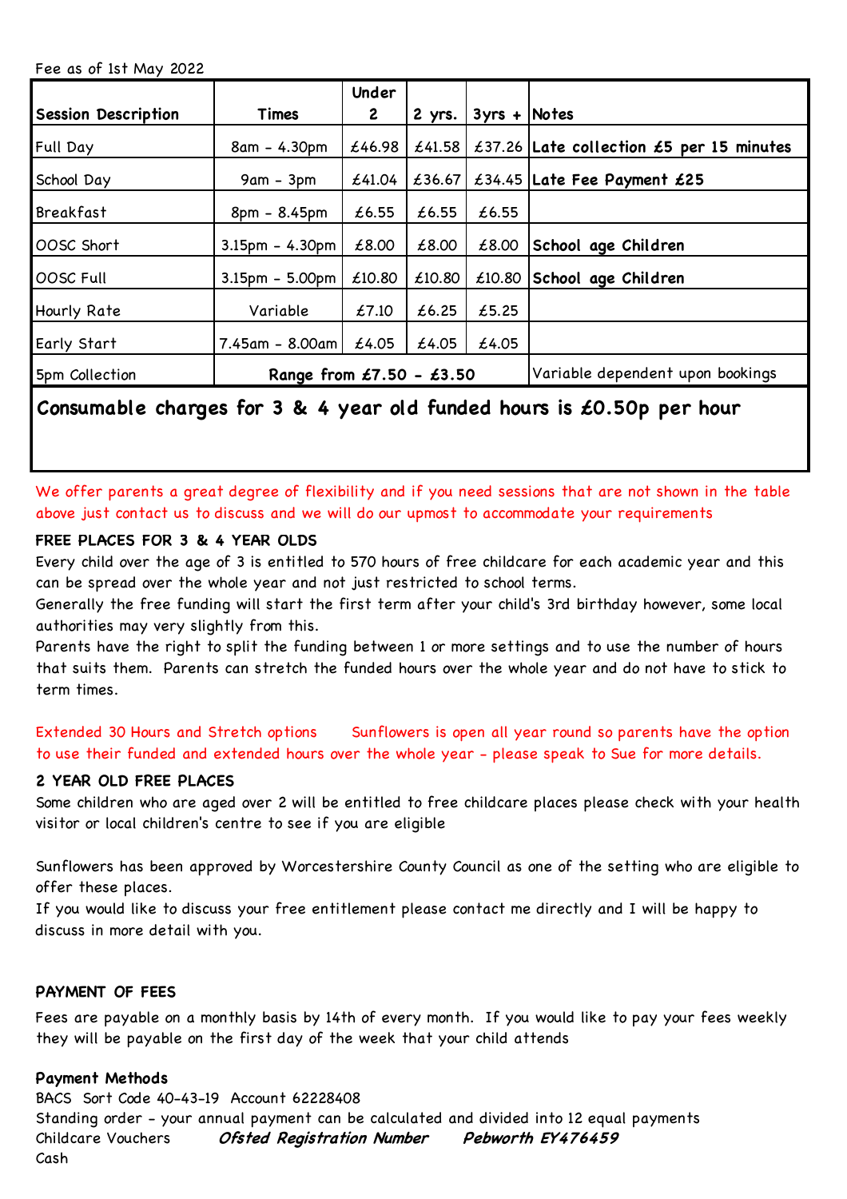Fee as of 1st May 2022

| Session Description | Times | Under 2 | 2 yrs. | 3yrs + | Notes |
|---|---|---|---|---|---|
| Full Day | 8am - 4.30pm | £46.98 | £41.58 | £37.26 | **Late collection £5 per 15 minutes** |
| School Day | 9am - 3pm | £41.04 | £36.67 | £34.45 | **Late Fee Payment £25** |
| Breakfast | 8pm - 8.45pm | £6.55 | £6.55 | £6.55 | |
| OOSC Short | 3.15pm - 4.30pm | £8.00 | £8.00 | £8.00 | **School age Children** |
| OOSC Full | 3.15pm - 5.00pm | £10.80 | £10.80 | £10.80 | **School age Children** |
| Hourly Rate | Variable | £7.10 | £6.25 | £5.25 | |
| Early Start | 7.45am - 8.00am | £4.05 | £4.05 | £4.05 | |
| 5pm Collection | **Range from £7.50 - £3.50** | | | | Variable dependent upon bookings |

**Consumable charges for 3 & 4 year old funded hours is £0.50p per hour**

We offer parents a great degree of flexibility and if you need sessions that are not shown in the table above just contact us to discuss and we will do our upmost to accommodate your requirements

**FREE PLACES FOR 3 & 4 YEAR OLDS**

Every child over the age of 3 is entitled to 570 hours of free childcare for each academic year and this can be spread over the whole year and not just restricted to school terms.

Generally the free funding will start the first term after your child's 3rd birthday however, some local authorities may very slightly from this.

Parents have the right to split the funding between 1 or more settings and to use the number of hours that suits them. Parents can stretch the funded hours over the whole year and do not have to stick to term times.

Extended 30 Hours and Stretch options Sunflowers is open all year round so parents have the option to use their funded and extended hours over the whole year - please speak to Sue for more details.

**2 YEAR OLD FREE PLACES**

Some children who are aged over 2 will be entitled to free childcare places please check with your health visitor or local children's centre to see if you are eligible

Sunflowers has been approved by Worcestershire County Council as one of the setting who are eligible to offer these places.

If you would like to discuss your free entitlement please contact me directly and I will be happy to discuss in more detail with you.

**PAYMENT OF FEES**

Fees are payable on a monthly basis by 14th of every month. If you would like to pay your fees weekly they will be payable on the first day of the week that your child attends

**Payment Methods**

BACS Sort Code 40-43-19 Account 62228408

Standing order - your annual payment can be calculated and divided into 12 equal payments

Childcare Vouchers ***Ofsted Registration Number Pebworth EY476459***

Cash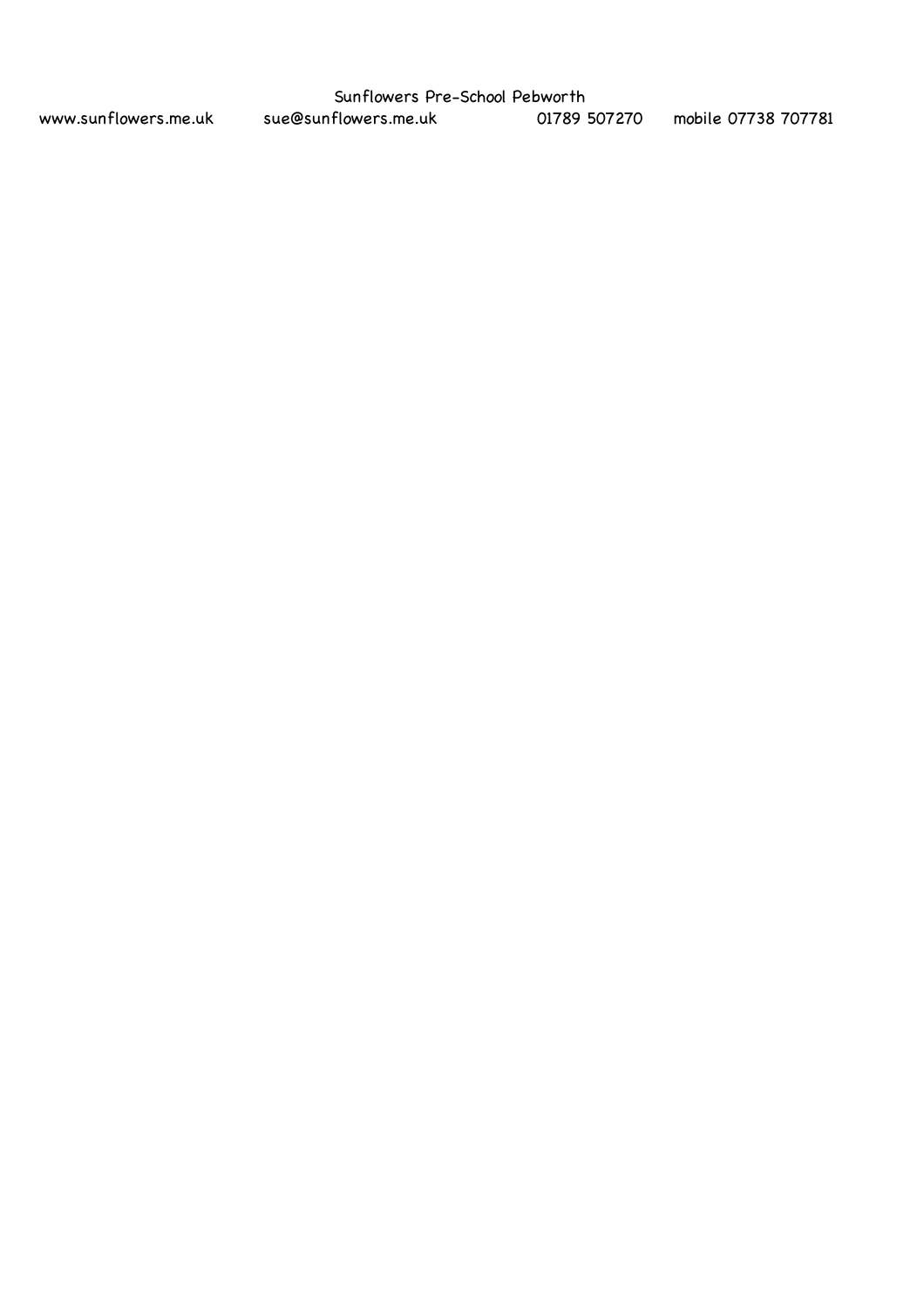Sunflowers Pre-School Pebworth

www.sunflowers.me.uk sue@sunflowers.me.uk 01789 507270 mobile 07738 707781